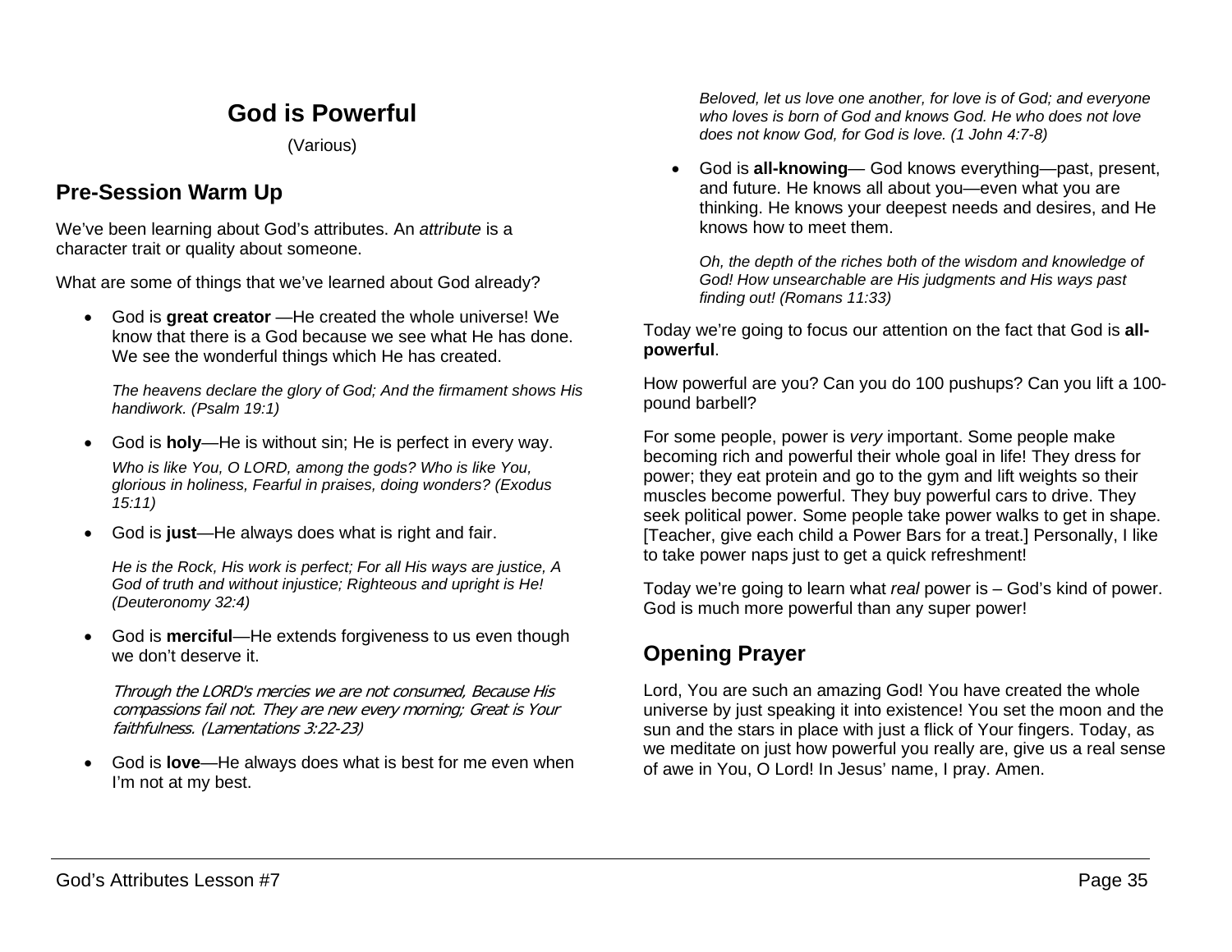# God is Powerful

(Various)

## Pre-Session Warm Up

We've been learning about God's attributes. An *attribute* is a character trait or quality about someone.

What are some of things that we've learned about God already?

- God is **great creator** —He created the whole universe! We know that there is a God because we see what He has done. We see the wonderful things which He has created.

  *The heavens declare the glory of God; And the firmament shows His handiwork. (Psalm 19:1)*

- God is **holy**—He is without sin; He is perfect in every way.

  *Who is like You, O LORD, among the gods? Who is like You, glorious in holiness, Fearful in praises, doing wonders? (Exodus 15:11)*

- God is **just**—He always does what is right and fair.

  *He is the Rock, His work is perfect; For all His ways are justice, A God of truth and without injustice; Righteous and upright is He! (Deuteronomy 32:4)*

- God is **merciful**—He extends forgiveness to us even though we don't deserve it.

  *Through the LORD's mercies we are not consumed, Because His compassions fail not. They are new every morning; Great is Your faithfulness. (Lamentations 3:22-23)*

- God is **love**—He always does what is best for me even when I'm not at my best.

  *Beloved, let us love one another, for love is of God; and everyone who loves is born of God and knows God. He who does not love does not know God, for God is love. (1 John 4:7-8)*

- God is **all-knowing**— God knows everything—past, present, and future. He knows all about you—even what you are thinking. He knows your deepest needs and desires, and He knows how to meet them.

  *Oh, the depth of the riches both of the wisdom and knowledge of God! How unsearchable are His judgments and His ways past finding out! (Romans 11:33)*

Today we're going to focus our attention on the fact that God is **all-powerful**.

How powerful are you? Can you do 100 pushups? Can you lift a 100-pound barbell?

For some people, power is *very* important. Some people make becoming rich and powerful their whole goal in life! They dress for power; they eat protein and go to the gym and lift weights so their muscles become powerful. They buy powerful cars to drive. They seek political power. Some people take power walks to get in shape. [Teacher, give each child a Power Bars for a treat.] Personally, I like to take power naps just to get a quick refreshment!

Today we're going to learn what *real* power is – God's kind of power. God is much more powerful than any super power!

## Opening Prayer

Lord, You are such an amazing God! You have created the whole universe by just speaking it into existence! You set the moon and the sun and the stars in place with just a flick of Your fingers. Today, as we meditate on just how powerful you really are, give us a real sense of awe in You, O Lord! In Jesus' name, I pray. Amen.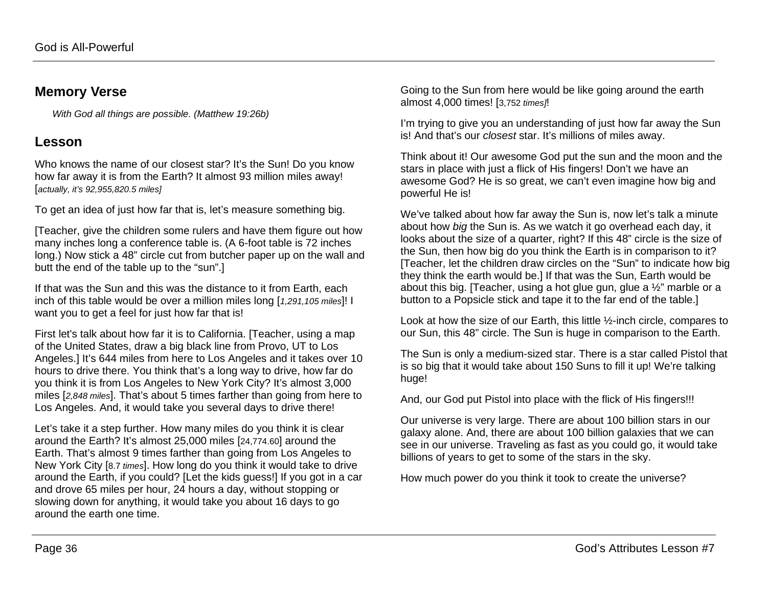## Memory Verse

*With God all things are possible. (Matthew 19:26b)*

## Lesson

Who knows the name of our closest star? It's the Sun! Do you know how far away it is from the Earth? It almost 93 million miles away! [*actually, it's 92,955,820.5 miles]*

To get an idea of just how far that is, let's measure something big.

[Teacher, give the children some rulers and have them figure out how many inches long a conference table is. (A 6-foot table is 72 inches long.) Now stick a 48" circle cut from butcher paper up on the wall and butt the end of the table up to the "sun".]

If that was the Sun and this was the distance to it from Earth, each inch of this table would be over a million miles long [*1,291,105 miles*]! I want you to get a feel for just how far that is!

First let's talk about how far it is to California. [Teacher, using a map of the United States, draw a big black line from Provo, UT to Los Angeles.] It's 644 miles from here to Los Angeles and it takes over 10 hours to drive there. You think that's a long way to drive, how far do you think it is from Los Angeles to New York City? It's almost 3,000 miles [*2,848 miles*]. That's about 5 times farther than going from here to Los Angeles. And, it would take you several days to drive there!

Let's take it a step further. How many miles do you think it is clear around the Earth? It's almost 25,000 miles [24,774.60] around the Earth. That's almost 9 times farther than going from Los Angeles to New York City [8.7 *times*]. How long do you think it would take to drive around the Earth, if you could? [Let the kids guess!] If you got in a car and drove 65 miles per hour, 24 hours a day, without stopping or slowing down for anything, it would take you about 16 days to go around the earth one time.

Going to the Sun from here would be like going around the earth almost 4,000 times! [3,752 *times]*!

I'm trying to give you an understanding of just how far away the Sun is! And that's our *closest* star. It's millions of miles away.

Think about it! Our awesome God put the sun and the moon and the stars in place with just a flick of His fingers! Don't we have an awesome God? He is so great, we can't even imagine how big and powerful He is!

We've talked about how far away the Sun is, now let's talk a minute about how *big* the Sun is. As we watch it go overhead each day, it looks about the size of a quarter, right? If this 48" circle is the size of the Sun, then how big do you think the Earth is in comparison to it? [Teacher, let the children draw circles on the "Sun" to indicate how big they think the earth would be.] If that was the Sun, Earth would be about this big. [Teacher, using a hot glue gun, glue a ½" marble or a button to a Popsicle stick and tape it to the far end of the table.]

Look at how the size of our Earth, this little ½-inch circle, compares to our Sun, this 48" circle. The Sun is huge in comparison to the Earth.

The Sun is only a medium-sized star. There is a star called Pistol that is so big that it would take about 150 Suns to fill it up! We're talking huge!

And, our God put Pistol into place with the flick of His fingers!!!

Our universe is very large. There are about 100 billion stars in our galaxy alone. And, there are about 100 billion galaxies that we can see in our universe. Traveling as fast as you could go, it would take billions of years to get to some of the stars in the sky.

How much power do you think it took to create the universe?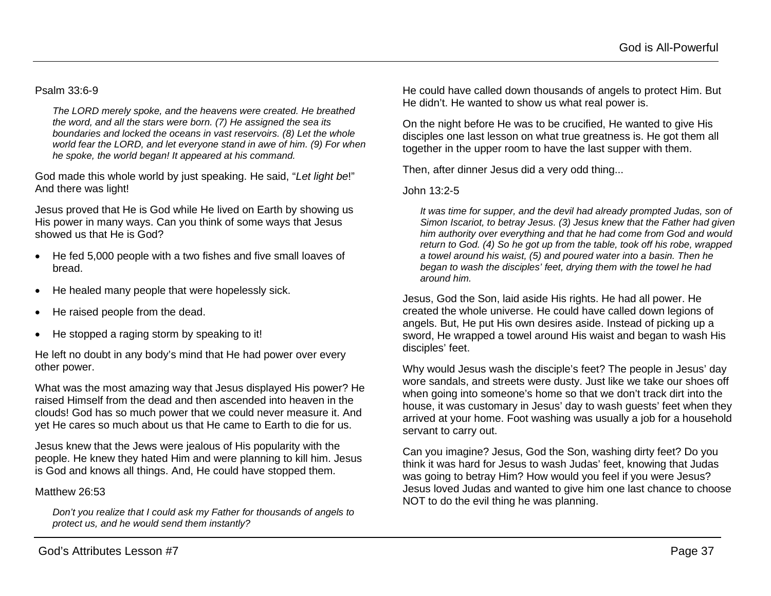Psalm 33:6-9

> *The LORD merely spoke, and the heavens were created. He breathed the word, and all the stars were born. (7) He assigned the sea its boundaries and locked the oceans in vast reservoirs. (8) Let the whole world fear the LORD, and let everyone stand in awe of him. (9) For when he spoke, the world began! It appeared at his command.*

God made this whole world by just speaking. He said, "*Let light be*!" And there was light!

Jesus proved that He is God while He lived on Earth by showing us His power in many ways. Can you think of some ways that Jesus showed us that He is God?

- He fed 5,000 people with a two fishes and five small loaves of bread.
- He healed many people that were hopelessly sick.
- He raised people from the dead.
- He stopped a raging storm by speaking to it!

He left no doubt in any body's mind that He had power over every other power.

What was the most amazing way that Jesus displayed His power? He raised Himself from the dead and then ascended into heaven in the clouds! God has so much power that we could never measure it. And yet He cares so much about us that He came to Earth to die for us.

Jesus knew that the Jews were jealous of His popularity with the people. He knew they hated Him and were planning to kill him. Jesus is God and knows all things. And, He could have stopped them.

Matthew 26:53

> *Don't you realize that I could ask my Father for thousands of angels to protect us, and he would send them instantly?*

He could have called down thousands of angels to protect Him. But He didn't. He wanted to show us what real power is.

On the night before He was to be crucified, He wanted to give His disciples one last lesson on what true greatness is. He got them all together in the upper room to have the last supper with them.

Then, after dinner Jesus did a very odd thing...

John 13:2-5

> *It was time for supper, and the devil had already prompted Judas, son of Simon Iscariot, to betray Jesus. (3) Jesus knew that the Father had given him authority over everything and that he had come from God and would return to God. (4) So he got up from the table, took off his robe, wrapped a towel around his waist, (5) and poured water into a basin. Then he began to wash the disciples' feet, drying them with the towel he had around him.*

Jesus, God the Son, laid aside His rights. He had all power. He created the whole universe. He could have called down legions of angels. But, He put His own desires aside. Instead of picking up a sword, He wrapped a towel around His waist and began to wash His disciples' feet.

Why would Jesus wash the disciple's feet? The people in Jesus' day wore sandals, and streets were dusty. Just like we take our shoes off when going into someone's home so that we don't track dirt into the house, it was customary in Jesus' day to wash guests' feet when they arrived at your home. Foot washing was usually a job for a household servant to carry out.

Can you imagine? Jesus, God the Son, washing dirty feet? Do you think it was hard for Jesus to wash Judas' feet, knowing that Judas was going to betray Him? How would you feel if you were Jesus? Jesus loved Judas and wanted to give him one last chance to choose NOT to do the evil thing he was planning.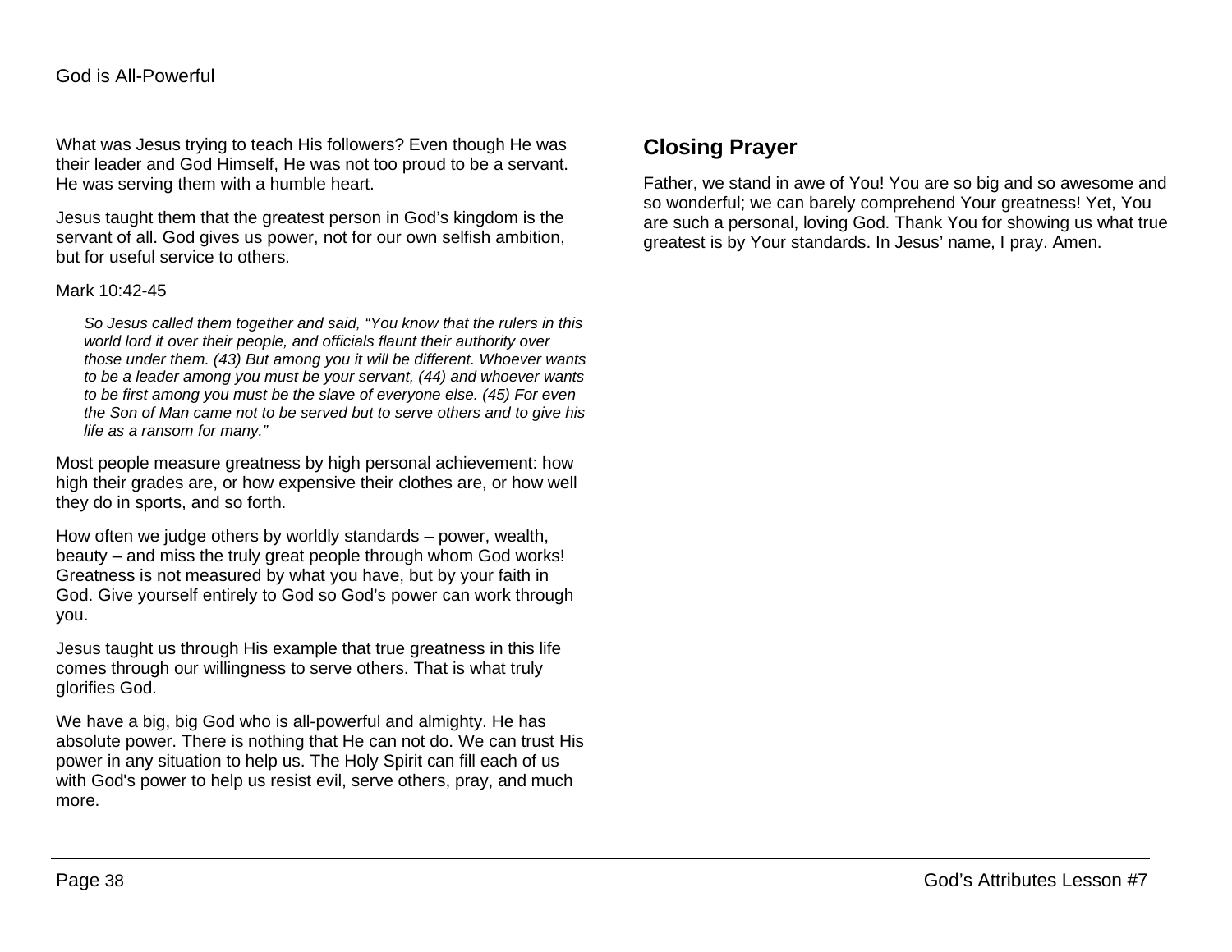What was Jesus trying to teach His followers? Even though He was their leader and God Himself, He was not too proud to be a servant. He was serving them with a humble heart.

Jesus taught them that the greatest person in God's kingdom is the servant of all. God gives us power, not for our own selfish ambition, but for useful service to others.

Mark 10:42-45

> *So Jesus called them together and said, "You know that the rulers in this world lord it over their people, and officials flaunt their authority over those under them. (43) But among you it will be different. Whoever wants to be a leader among you must be your servant, (44) and whoever wants to be first among you must be the slave of everyone else. (45) For even the Son of Man came not to be served but to serve others and to give his life as a ransom for many."*

Most people measure greatness by high personal achievement: how high their grades are, or how expensive their clothes are, or how well they do in sports, and so forth.

How often we judge others by worldly standards – power, wealth, beauty – and miss the truly great people through whom God works! Greatness is not measured by what you have, but by your faith in God. Give yourself entirely to God so God's power can work through you.

Jesus taught us through His example that true greatness in this life comes through our willingness to serve others. That is what truly glorifies God.

We have a big, big God who is all-powerful and almighty. He has absolute power. There is nothing that He can not do. We can trust His power in any situation to help us. The Holy Spirit can fill each of us with God's power to help us resist evil, serve others, pray, and much more.

## Closing Prayer

Father, we stand in awe of You! You are so big and so awesome and so wonderful; we can barely comprehend Your greatness! Yet, You are such a personal, loving God. Thank You for showing us what true greatest is by Your standards. In Jesus' name, I pray. Amen.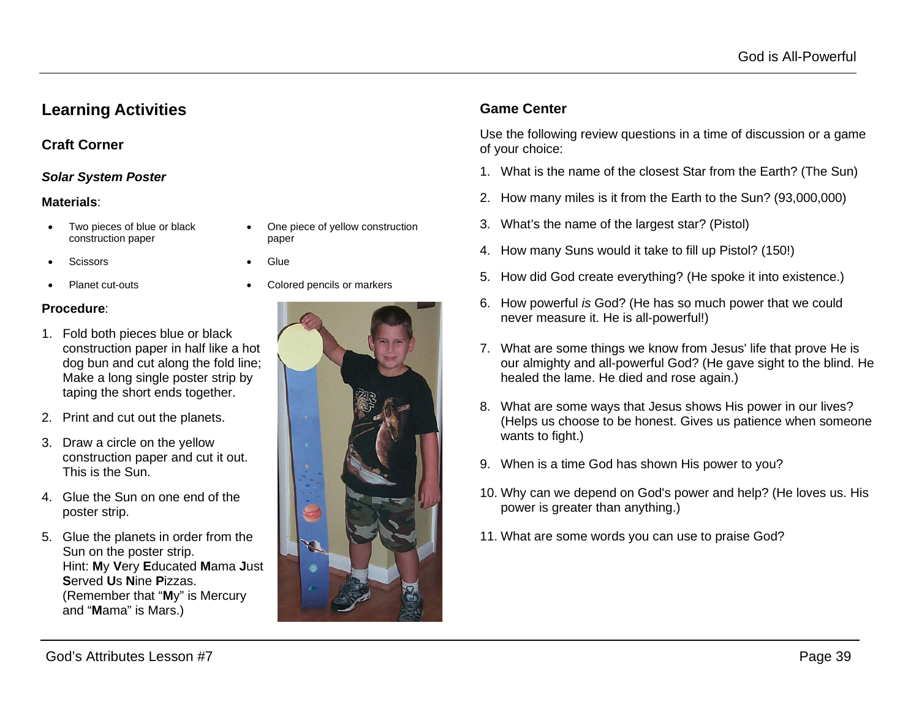# Learning Activities

## Craft Corner

### *Solar System Poster*

**Materials**:

- Two pieces of blue or black construction paper
- One piece of yellow construction paper
- Scissors
- Glue
- Planet cut-outs
- Colored pencils or markers

**Procedure**:

1. Fold both pieces blue or black construction paper in half like a hot dog bun and cut along the fold line; Make a long single poster strip by taping the short ends together.
2. Print and cut out the planets.
3. Draw a circle on the yellow construction paper and cut it out. This is the Sun.
4. Glue the Sun on one end of the poster strip.
5. Glue the planets in order from the Sun on the poster strip.
   Hint: **M**y **V**ery **E**ducated **M**ama **J**ust **S**erved **U**s **N**ine **P**izzas.
   (Remember that "**M**y" is Mercury and "**M**ama" is Mars.)

## Game Center

Use the following review questions in a time of discussion or a game of your choice:

1. What is the name of the closest Star from the Earth? (The Sun)
2. How many miles is it from the Earth to the Sun? (93,000,000)
3. What's the name of the largest star? (Pistol)
4. How many Suns would it take to fill up Pistol? (150!)
5. How did God create everything? (He spoke it into existence.)
6. How powerful *is* God? (He has so much power that we could never measure it. He is all-powerful!)
7. What are some things we know from Jesus' life that prove He is our almighty and all-powerful God? (He gave sight to the blind. He healed the lame. He died and rose again.)
8. What are some ways that Jesus shows His power in our lives? (Helps us choose to be honest. Gives us patience when someone wants to fight.)
9. When is a time God has shown His power to you?
10. Why can we depend on God's power and help? (He loves us. His power is greater than anything.)
11. What are some words you can use to praise God?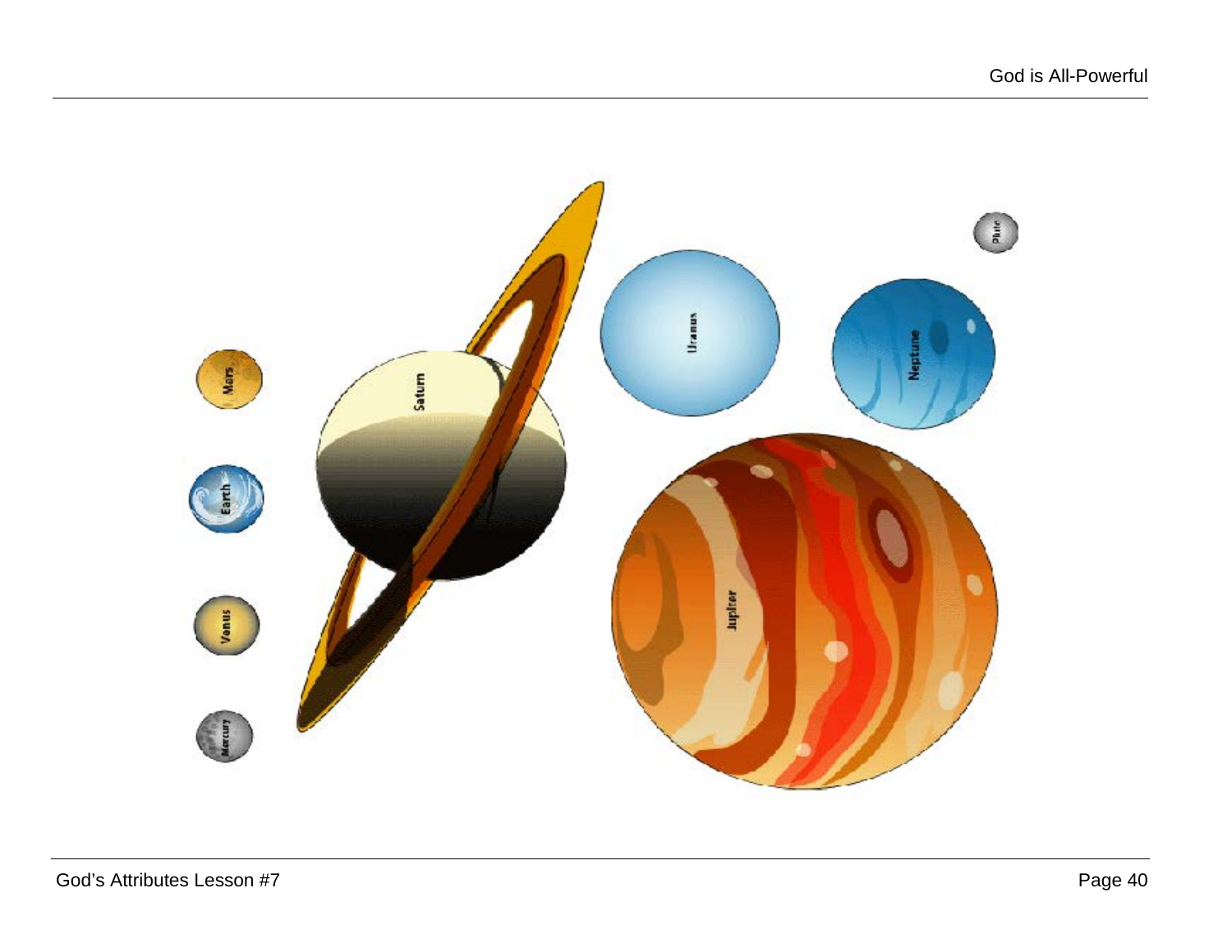Mars

Earth

Venus

Mercury

Saturn

Uranus

Neptune

Pluto

Jupiter